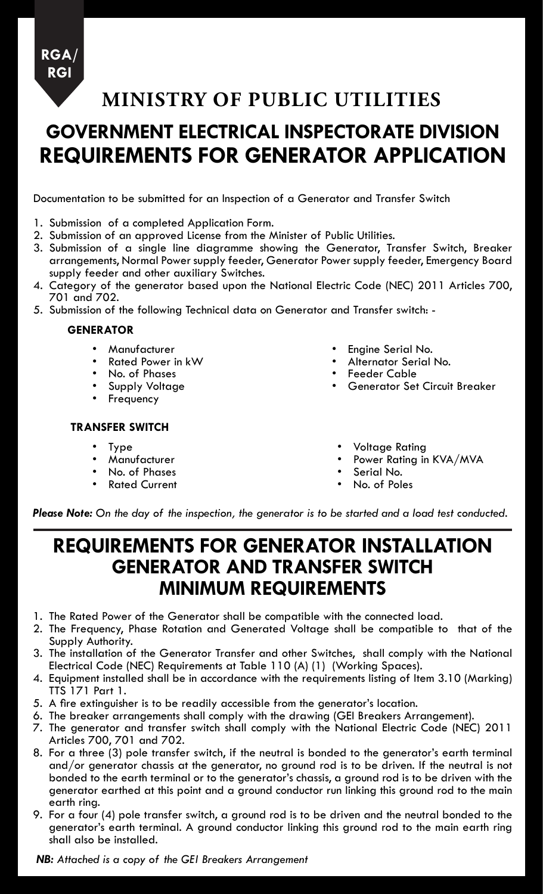RGA/
RGI

# MINISTRY OF PUBLIC UTILITIES

# GOVERNMENT ELECTRICAL INSPECTORATE DIVISION REQUIREMENTS FOR GENERATOR APPLICATION

Documentation to be submitted for an Inspection of a Generator and Transfer Switch

1. Submission of a completed Application Form.
2. Submission of an approved License from the Minister of Public Utilities.
3. Submission of a single line diagramme showing the Generator, Transfer Switch, Breaker arrangements, Normal Power supply feeder, Generator Power supply feeder, Emergency Board supply feeder and other auxiliary Switches.
4. Category of the generator based upon the National Electric Code (NEC) 2011 Articles 700, 701 and 702.
5. Submission of the following Technical data on Generator and Transfer switch: -

**GENERATOR**

- Manufacturer
- Rated Power in kW
- No. of Phases
- Supply Voltage
- Frequency
- Engine Serial No.
- Alternator Serial No.
- Feeder Cable
- Generator Set Circuit Breaker

**TRANSFER SWITCH**

- Type
- Manufacturer
- No. of Phases
- Rated Current
- Voltage Rating
- Power Rating in KVA/MVA
- Serial No.
- No. of Poles

***Please Note:*** *On the day of the inspection, the generator is to be started and a load test conducted.*

# REQUIREMENTS FOR GENERATOR INSTALLATION GENERATOR AND TRANSFER SWITCH MINIMUM REQUIREMENTS

1. The Rated Power of the Generator shall be compatible with the connected load.
2. The Frequency, Phase Rotation and Generated Voltage shall be compatible to that of the Supply Authority.
3. The installation of the Generator Transfer and other Switches, shall comply with the National Electrical Code (NEC) Requirements at Table 110 (A) (1) (Working Spaces).
4. Equipment installed shall be in accordance with the requirements listing of Item 3.10 (Marking) TTS 171 Part 1.
5. A fire extinguisher is to be readily accessible from the generator's location.
6. The breaker arrangements shall comply with the drawing (GEI Breakers Arrangement).
7. The generator and transfer switch shall comply with the National Electric Code (NEC) 2011 Articles 700, 701 and 702.
8. For a three (3) pole transfer switch, if the neutral is bonded to the generator's earth terminal and/or generator chassis at the generator, no ground rod is to be driven. If the neutral is not bonded to the earth terminal or to the generator's chassis, a ground rod is to be driven with the generator earthed at this point and a ground conductor run linking this ground rod to the main earth ring.
9. For a four (4) pole transfer switch, a ground rod is to be driven and the neutral bonded to the generator's earth terminal. A ground conductor linking this ground rod to the main earth ring shall also be installed.

***NB:*** *Attached is a copy of the GEI Breakers Arrangement*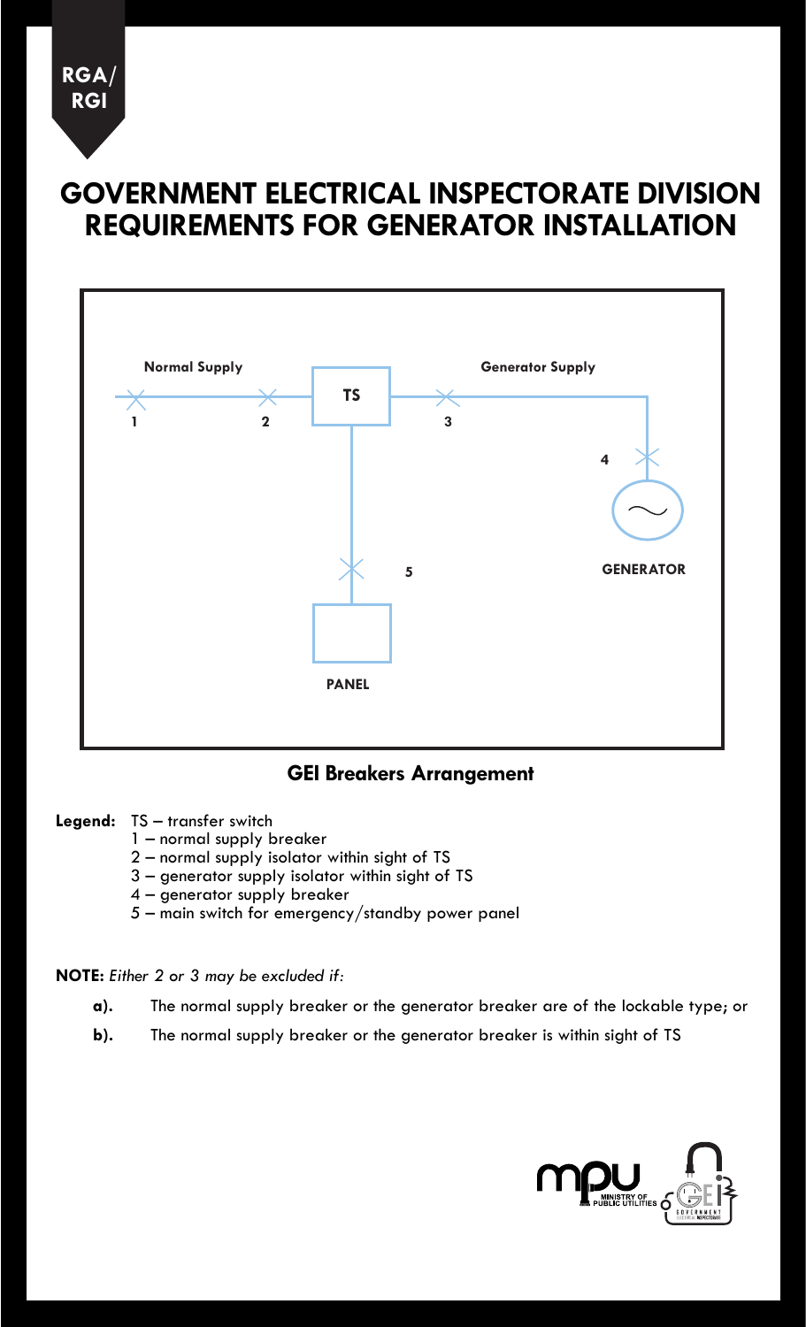RGA/ RGI

# GOVERNMENT ELECTRICAL INSPECTORATE DIVISION REQUIREMENTS FOR GENERATOR INSTALLATION

Normal Supply

1

2

TS

Generator Supply

3

4

GENERATOR

5

PANEL

**GEI Breakers Arrangement**

**Legend:** TS – transfer switch

- 1 – normal supply breaker
- 2 – normal supply isolator within sight of TS
- 3 – generator supply isolator within sight of TS
- 4 – generator supply breaker
- 5 – main switch for emergency/standby power panel

**NOTE:** *Either 2 or 3 may be excluded if:*

- **a).** The normal supply breaker or the generator breaker are of the lockable type; or
- **b).** The normal supply breaker or the generator breaker is within sight of TS